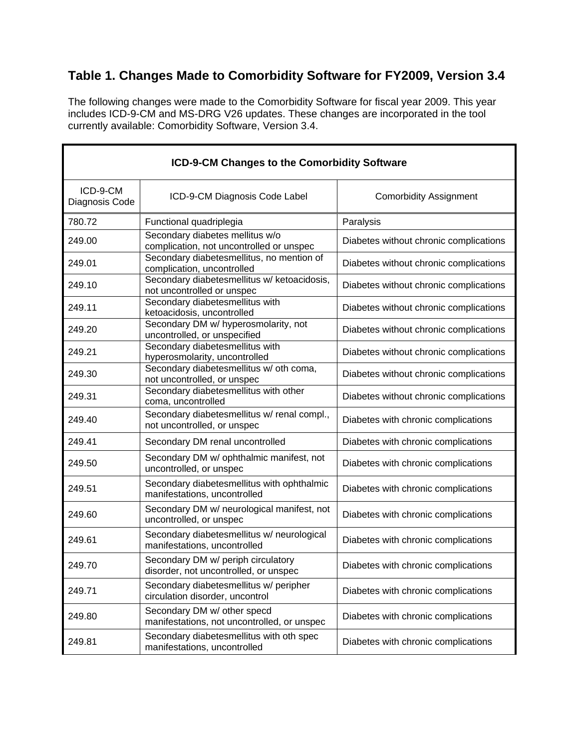## Table 1. Changes Made to Comorbidity Software for FY2009, Version 3.4

The following changes were made to the Comorbidity Software for fiscal year 2009. This year includes ICD-9-CM and MS-DRG V26 updates. These changes are incorporated in the tool currently available: Comorbidity Software, Version 3.4.

| ICD-9-CM Changes to the Comorbidity Software | | |
|---|---|---|
| ICD-9-CM Diagnosis Code | ICD-9-CM Diagnosis Code Label | Comorbidity Assignment |
| 780.72 | Functional quadriplegia | Paralysis |
| 249.00 | Secondary diabetes mellitus w/o complication, not uncontrolled or unspec | Diabetes without chronic complications |
| 249.01 | Secondary diabetesmellitus, no mention of complication, uncontrolled | Diabetes without chronic complications |
| 249.10 | Secondary diabetesmellitus w/ ketoacidosis, not uncontrolled or unspec | Diabetes without chronic complications |
| 249.11 | Secondary diabetesmellitus with ketoacidosis, uncontrolled | Diabetes without chronic complications |
| 249.20 | Secondary DM w/ hyperosmolarity, not uncontrolled, or unspecified | Diabetes without chronic complications |
| 249.21 | Secondary diabetesmellitus with hyperosmolarity, uncontrolled | Diabetes without chronic complications |
| 249.30 | Secondary diabetesmellitus w/ oth coma, not uncontrolled, or unspec | Diabetes without chronic complications |
| 249.31 | Secondary diabetesmellitus with other coma, uncontrolled | Diabetes without chronic complications |
| 249.40 | Secondary diabetesmellitus w/ renal compl., not uncontrolled, or unspec | Diabetes with chronic complications |
| 249.41 | Secondary DM renal uncontrolled | Diabetes with chronic complications |
| 249.50 | Secondary DM w/ ophthalmic manifest, not uncontrolled, or unspec | Diabetes with chronic complications |
| 249.51 | Secondary diabetesmellitus with ophthalmic manifestations, uncontrolled | Diabetes with chronic complications |
| 249.60 | Secondary DM w/ neurological manifest, not uncontrolled, or unspec | Diabetes with chronic complications |
| 249.61 | Secondary diabetesmellitus w/ neurological manifestations, uncontrolled | Diabetes with chronic complications |
| 249.70 | Secondary DM w/ periph circulatory disorder, not uncontrolled, or unspec | Diabetes with chronic complications |
| 249.71 | Secondary diabetesmellitus w/ peripher circulation disorder, uncontrol | Diabetes with chronic complications |
| 249.80 | Secondary DM w/ other specd manifestations, not uncontrolled, or unspec | Diabetes with chronic complications |
| 249.81 | Secondary diabetesmellitus with oth spec manifestations, uncontrolled | Diabetes with chronic complications |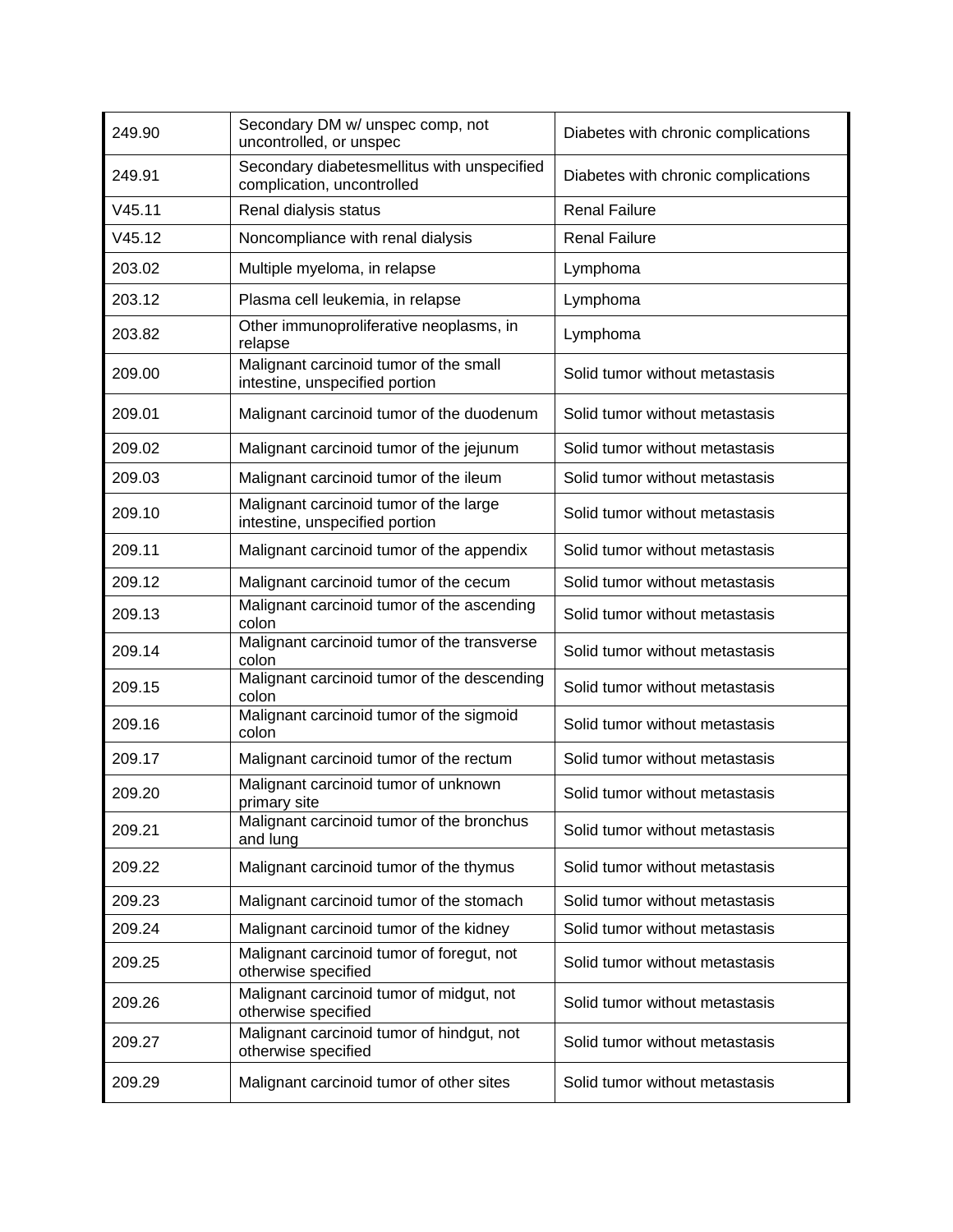| | | |
|---|---|---|
| 249.90 | Secondary DM w/ unspec comp, not uncontrolled, or unspec | Diabetes with chronic complications |
| 249.91 | Secondary diabetesmellitus with unspecified complication, uncontrolled | Diabetes with chronic complications |
| V45.11 | Renal dialysis status | Renal Failure |
| V45.12 | Noncompliance with renal dialysis | Renal Failure |
| 203.02 | Multiple myeloma, in relapse | Lymphoma |
| 203.12 | Plasma cell leukemia, in relapse | Lymphoma |
| 203.82 | Other immunoproliferative neoplasms, in relapse | Lymphoma |
| 209.00 | Malignant carcinoid tumor of the small intestine, unspecified portion | Solid tumor without metastasis |
| 209.01 | Malignant carcinoid tumor of the duodenum | Solid tumor without metastasis |
| 209.02 | Malignant carcinoid tumor of the jejunum | Solid tumor without metastasis |
| 209.03 | Malignant carcinoid tumor of the ileum | Solid tumor without metastasis |
| 209.10 | Malignant carcinoid tumor of the large intestine, unspecified portion | Solid tumor without metastasis |
| 209.11 | Malignant carcinoid tumor of the appendix | Solid tumor without metastasis |
| 209.12 | Malignant carcinoid tumor of the cecum | Solid tumor without metastasis |
| 209.13 | Malignant carcinoid tumor of the ascending colon | Solid tumor without metastasis |
| 209.14 | Malignant carcinoid tumor of the transverse colon | Solid tumor without metastasis |
| 209.15 | Malignant carcinoid tumor of the descending colon | Solid tumor without metastasis |
| 209.16 | Malignant carcinoid tumor of the sigmoid colon | Solid tumor without metastasis |
| 209.17 | Malignant carcinoid tumor of the rectum | Solid tumor without metastasis |
| 209.20 | Malignant carcinoid tumor of unknown primary site | Solid tumor without metastasis |
| 209.21 | Malignant carcinoid tumor of the bronchus and lung | Solid tumor without metastasis |
| 209.22 | Malignant carcinoid tumor of the thymus | Solid tumor without metastasis |
| 209.23 | Malignant carcinoid tumor of the stomach | Solid tumor without metastasis |
| 209.24 | Malignant carcinoid tumor of the kidney | Solid tumor without metastasis |
| 209.25 | Malignant carcinoid tumor of foregut, not otherwise specified | Solid tumor without metastasis |
| 209.26 | Malignant carcinoid tumor of midgut, not otherwise specified | Solid tumor without metastasis |
| 209.27 | Malignant carcinoid tumor of hindgut, not otherwise specified | Solid tumor without metastasis |
| 209.29 | Malignant carcinoid tumor of other sites | Solid tumor without metastasis |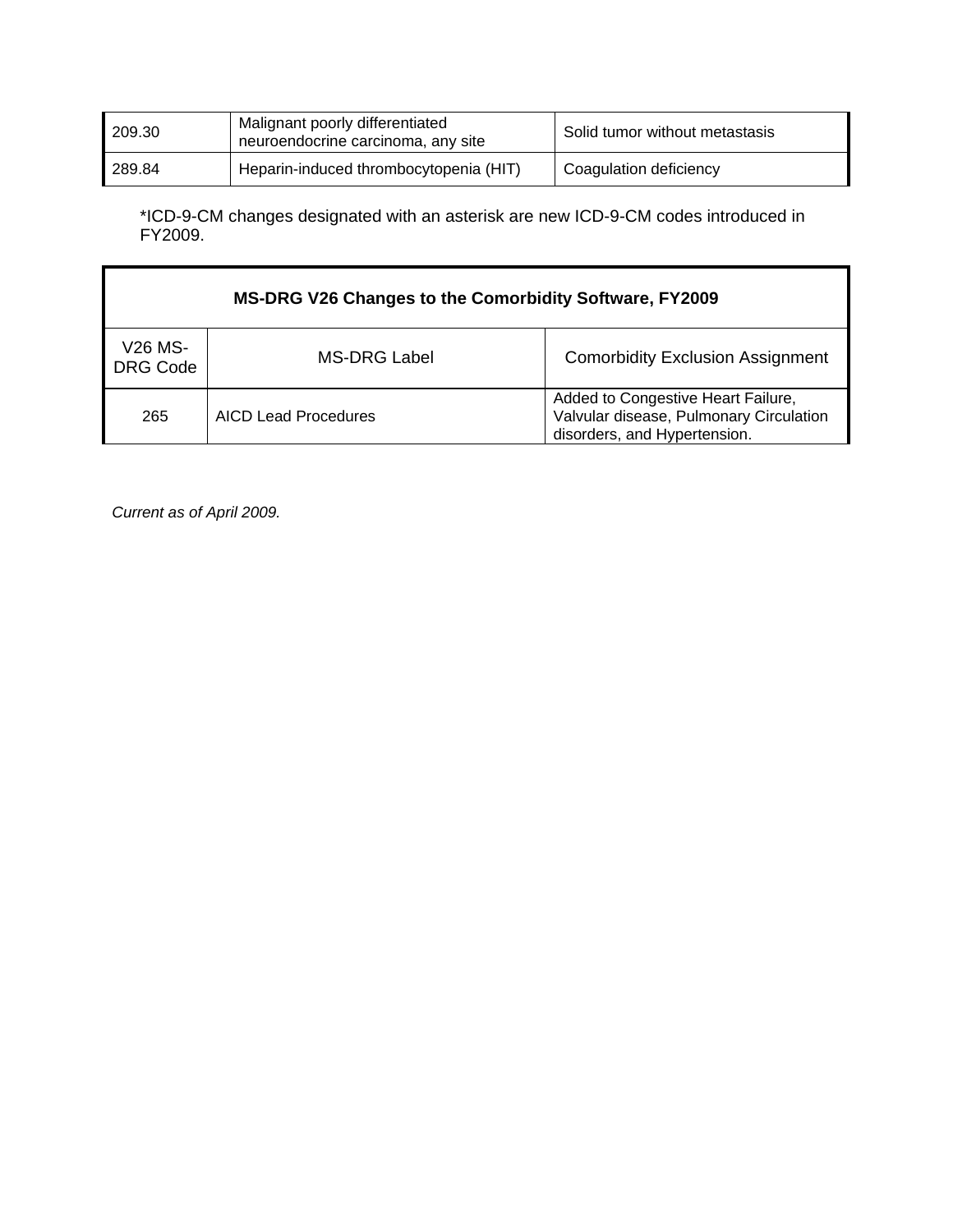| | | |
|---|---|---|
| 209.30 | Malignant poorly differentiated neuroendocrine carcinoma, any site | Solid tumor without metastasis |
| 289.84 | Heparin-induced thrombocytopenia (HIT) | Coagulation deficiency |

*ICD-9-CM changes designated with an asterisk are new ICD-9-CM codes introduced in FY2009.

| **MS-DRG V26 Changes to the Comorbidity Software, FY2009** | | |
|---|---|---|
| V26 MS-DRG Code | MS-DRG Label | Comorbidity Exclusion Assignment |
| 265 | AICD Lead Procedures | Added to Congestive Heart Failure, Valvular disease, Pulmonary Circulation disorders, and Hypertension. |

*Current as of April 2009.*